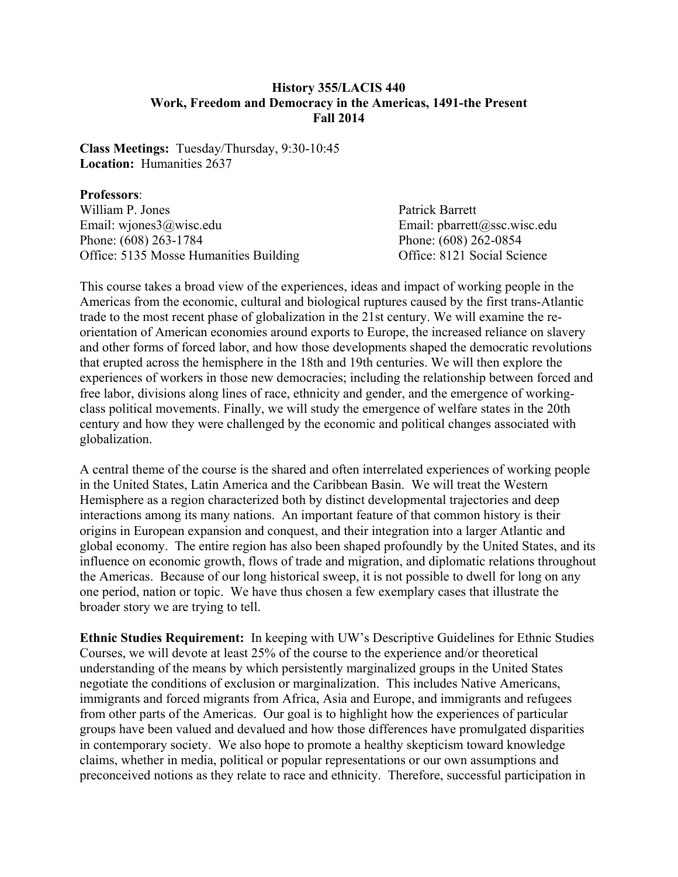**History 355/LACIS 440**
**Work, Freedom and Democracy in the Americas, 1491-the Present**
**Fall 2014**

**Class Meetings:** Tuesday/Thursday, 9:30-10:45
**Location:** Humanities 2637

**Professors**:

William P. Jones
Email: wjones3@wisc.edu
Phone: (608) 263-1784
Office: 5135 Mosse Humanities Building

Patrick Barrett
Email: pbarrett@ssc.wisc.edu
Phone: (608) 262-0854
Office: 8121 Social Science

This course takes a broad view of the experiences, ideas and impact of working people in the Americas from the economic, cultural and biological ruptures caused by the first trans-Atlantic trade to the most recent phase of globalization in the 21st century. We will examine the re-orientation of American economies around exports to Europe, the increased reliance on slavery and other forms of forced labor, and how those developments shaped the democratic revolutions that erupted across the hemisphere in the 18th and 19th centuries. We will then explore the experiences of workers in those new democracies; including the relationship between forced and free labor, divisions along lines of race, ethnicity and gender, and the emergence of working-class political movements. Finally, we will study the emergence of welfare states in the 20th century and how they were challenged by the economic and political changes associated with globalization.

A central theme of the course is the shared and often interrelated experiences of working people in the United States, Latin America and the Caribbean Basin. We will treat the Western Hemisphere as a region characterized both by distinct developmental trajectories and deep interactions among its many nations. An important feature of that common history is their origins in European expansion and conquest, and their integration into a larger Atlantic and global economy. The entire region has also been shaped profoundly by the United States, and its influence on economic growth, flows of trade and migration, and diplomatic relations throughout the Americas. Because of our long historical sweep, it is not possible to dwell for long on any one period, nation or topic. We have thus chosen a few exemplary cases that illustrate the broader story we are trying to tell.

**Ethnic Studies Requirement:** In keeping with UW's Descriptive Guidelines for Ethnic Studies Courses, we will devote at least 25% of the course to the experience and/or theoretical understanding of the means by which persistently marginalized groups in the United States negotiate the conditions of exclusion or marginalization. This includes Native Americans, immigrants and forced migrants from Africa, Asia and Europe, and immigrants and refugees from other parts of the Americas. Our goal is to highlight how the experiences of particular groups have been valued and devalued and how those differences have promulgated disparities in contemporary society. We also hope to promote a healthy skepticism toward knowledge claims, whether in media, political or popular representations or our own assumptions and preconceived notions as they relate to race and ethnicity. Therefore, successful participation in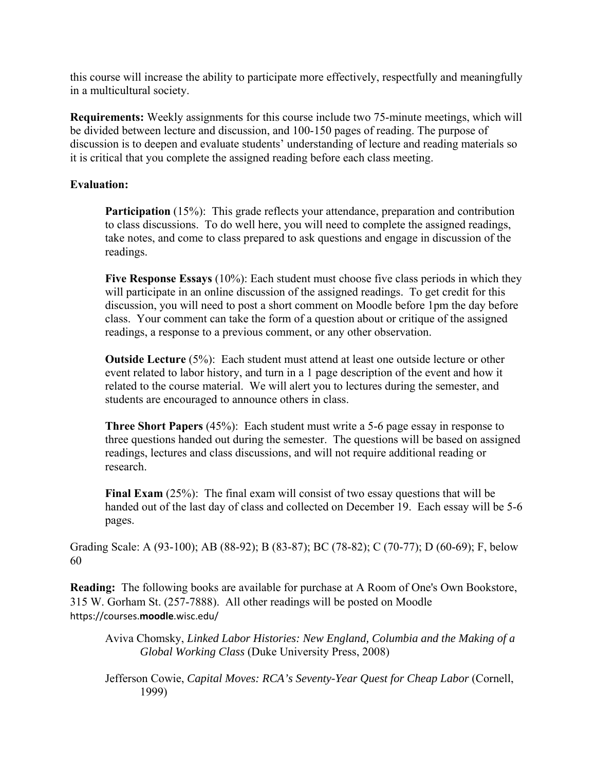this course will increase the ability to participate more effectively, respectfully and meaningfully in a multicultural society.

**Requirements:** Weekly assignments for this course include two 75-minute meetings, which will be divided between lecture and discussion, and 100-150 pages of reading. The purpose of discussion is to deepen and evaluate students' understanding of lecture and reading materials so it is critical that you complete the assigned reading before each class meeting.

**Evaluation:**

> **Participation** (15%): This grade reflects your attendance, preparation and contribution to class discussions. To do well here, you will need to complete the assigned readings, take notes, and come to class prepared to ask questions and engage in discussion of the readings.
>
> **Five Response Essays** (10%): Each student must choose five class periods in which they will participate in an online discussion of the assigned readings. To get credit for this discussion, you will need to post a short comment on Moodle before 1pm the day before class. Your comment can take the form of a question about or critique of the assigned readings, a response to a previous comment, or any other observation.
>
> **Outside Lecture** (5%): Each student must attend at least one outside lecture or other event related to labor history, and turn in a 1 page description of the event and how it related to the course material. We will alert you to lectures during the semester, and students are encouraged to announce others in class.
>
> **Three Short Papers** (45%): Each student must write a 5-6 page essay in response to three questions handed out during the semester. The questions will be based on assigned readings, lectures and class discussions, and will not require additional reading or research.
>
> **Final Exam** (25%): The final exam will consist of two essay questions that will be handed out of the last day of class and collected on December 19. Each essay will be 5-6 pages.

Grading Scale: A (93-100); AB (88-92); B (83-87); BC (78-82); C (70-77); D (60-69); F, below 60

**Reading:** The following books are available for purchase at A Room of One's Own Bookstore, 315 W. Gorham St. (257-7888). All other readings will be posted on Moodle https://courses.**moodle**.wisc.edu/

> Aviva Chomsky, *Linked Labor Histories: New England, Columbia and the Making of a Global Working Class* (Duke University Press, 2008)
>
> Jefferson Cowie, *Capital Moves: RCA's Seventy-Year Quest for Cheap Labor* (Cornell, 1999)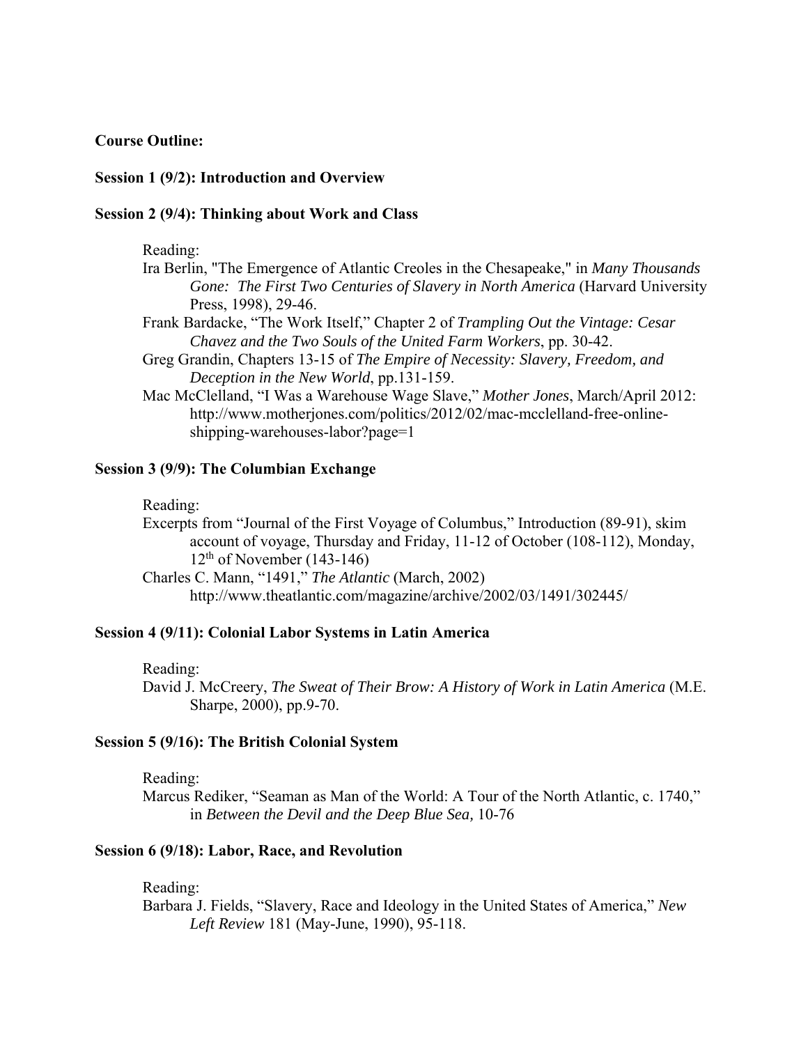**Course Outline:**

**Session 1 (9/2): Introduction and Overview**

**Session 2 (9/4): Thinking about Work and Class**

Reading:

Ira Berlin, "The Emergence of Atlantic Creoles in the Chesapeake," in *Many Thousands Gone: The First Two Centuries of Slavery in North America* (Harvard University Press, 1998), 29-46.

Frank Bardacke, "The Work Itself," Chapter 2 of *Trampling Out the Vintage: Cesar Chavez and the Two Souls of the United Farm Workers*, pp. 30-42.

Greg Grandin, Chapters 13-15 of *The Empire of Necessity: Slavery, Freedom, and Deception in the New World*, pp.131-159.

Mac McClelland, "I Was a Warehouse Wage Slave," *Mother Jones*, March/April 2012: http://www.motherjones.com/politics/2012/02/mac-mcclelland-free-online-shipping-warehouses-labor?page=1

**Session 3 (9/9): The Columbian Exchange**

Reading:

Excerpts from "Journal of the First Voyage of Columbus," Introduction (89-91), skim account of voyage, Thursday and Friday, 11-12 of October (108-112), Monday, 12th of November (143-146)

Charles C. Mann, "1491," *The Atlantic* (March, 2002) http://www.theatlantic.com/magazine/archive/2002/03/1491/302445/

**Session 4 (9/11): Colonial Labor Systems in Latin America**

Reading:

David J. McCreery, *The Sweat of Their Brow: A History of Work in Latin America* (M.E. Sharpe, 2000), pp.9-70.

**Session 5 (9/16): The British Colonial System**

Reading:

Marcus Rediker, "Seaman as Man of the World: A Tour of the North Atlantic, c. 1740," in *Between the Devil and the Deep Blue Sea,* 10-76

**Session 6 (9/18): Labor, Race, and Revolution**

Reading:

Barbara J. Fields, "Slavery, Race and Ideology in the United States of America," *New Left Review* 181 (May-June, 1990), 95-118.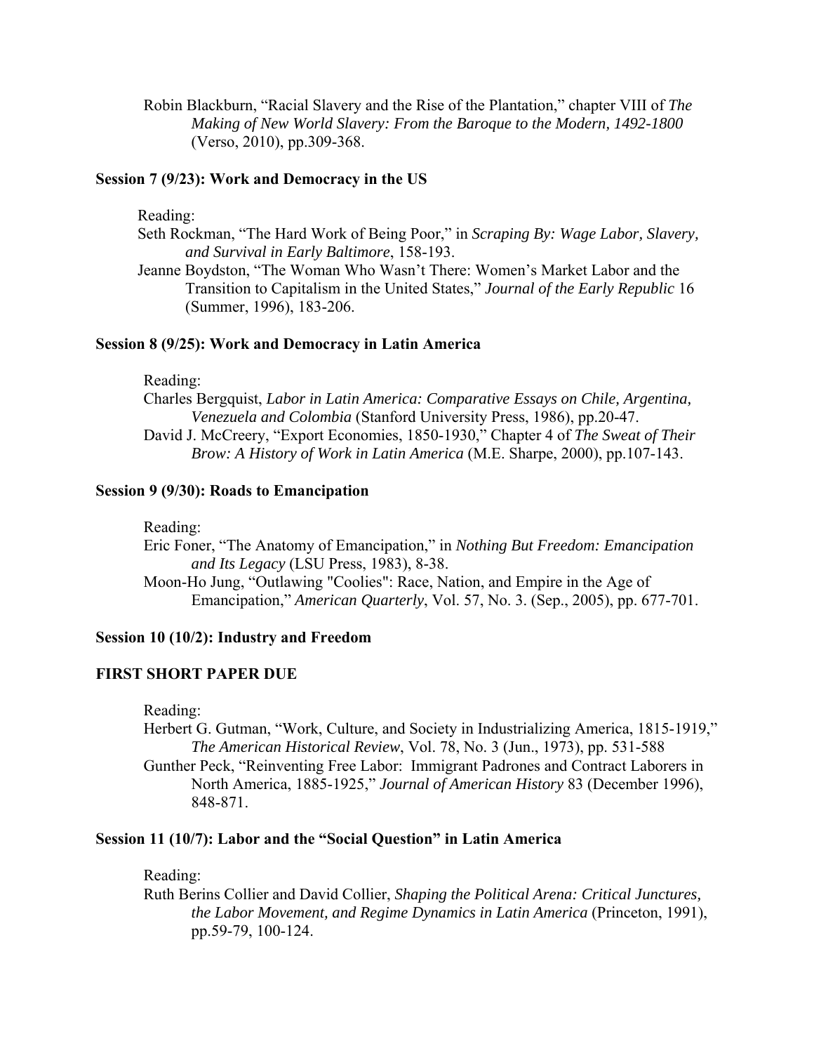Robin Blackburn, "Racial Slavery and the Rise of the Plantation," chapter VIII of *The Making of New World Slavery: From the Baroque to the Modern, 1492-1800* (Verso, 2010), pp.309-368.

**Session 7 (9/23): Work and Democracy in the US**

Reading:

Seth Rockman, "The Hard Work of Being Poor," in *Scraping By: Wage Labor, Slavery, and Survival in Early Baltimore*, 158-193.

Jeanne Boydston, "The Woman Who Wasn't There: Women's Market Labor and the Transition to Capitalism in the United States," *Journal of the Early Republic* 16 (Summer, 1996), 183-206.

**Session 8 (9/25): Work and Democracy in Latin America**

Reading:

Charles Bergquist, *Labor in Latin America: Comparative Essays on Chile, Argentina, Venezuela and Colombia* (Stanford University Press, 1986), pp.20-47.

David J. McCreery, "Export Economies, 1850-1930," Chapter 4 of *The Sweat of Their Brow: A History of Work in Latin America* (M.E. Sharpe, 2000), pp.107-143.

**Session 9 (9/30): Roads to Emancipation**

Reading:

Eric Foner, "The Anatomy of Emancipation," in *Nothing But Freedom: Emancipation and Its Legacy* (LSU Press, 1983), 8-38.

Moon-Ho Jung, "Outlawing "Coolies": Race, Nation, and Empire in the Age of Emancipation," *American Quarterly*, Vol. 57, No. 3. (Sep., 2005), pp. 677-701.

**Session 10 (10/2): Industry and Freedom**

**FIRST SHORT PAPER DUE**

Reading:

Herbert G. Gutman, "Work, Culture, and Society in Industrializing America, 1815-1919," *The American Historical Review*, Vol. 78, No. 3 (Jun., 1973), pp. 531-588

Gunther Peck, "Reinventing Free Labor: Immigrant Padrones and Contract Laborers in North America, 1885-1925," *Journal of American History* 83 (December 1996), 848-871.

**Session 11 (10/7): Labor and the "Social Question" in Latin America**

Reading:

Ruth Berins Collier and David Collier, *Shaping the Political Arena: Critical Junctures, the Labor Movement, and Regime Dynamics in Latin America* (Princeton, 1991), pp.59-79, 100-124.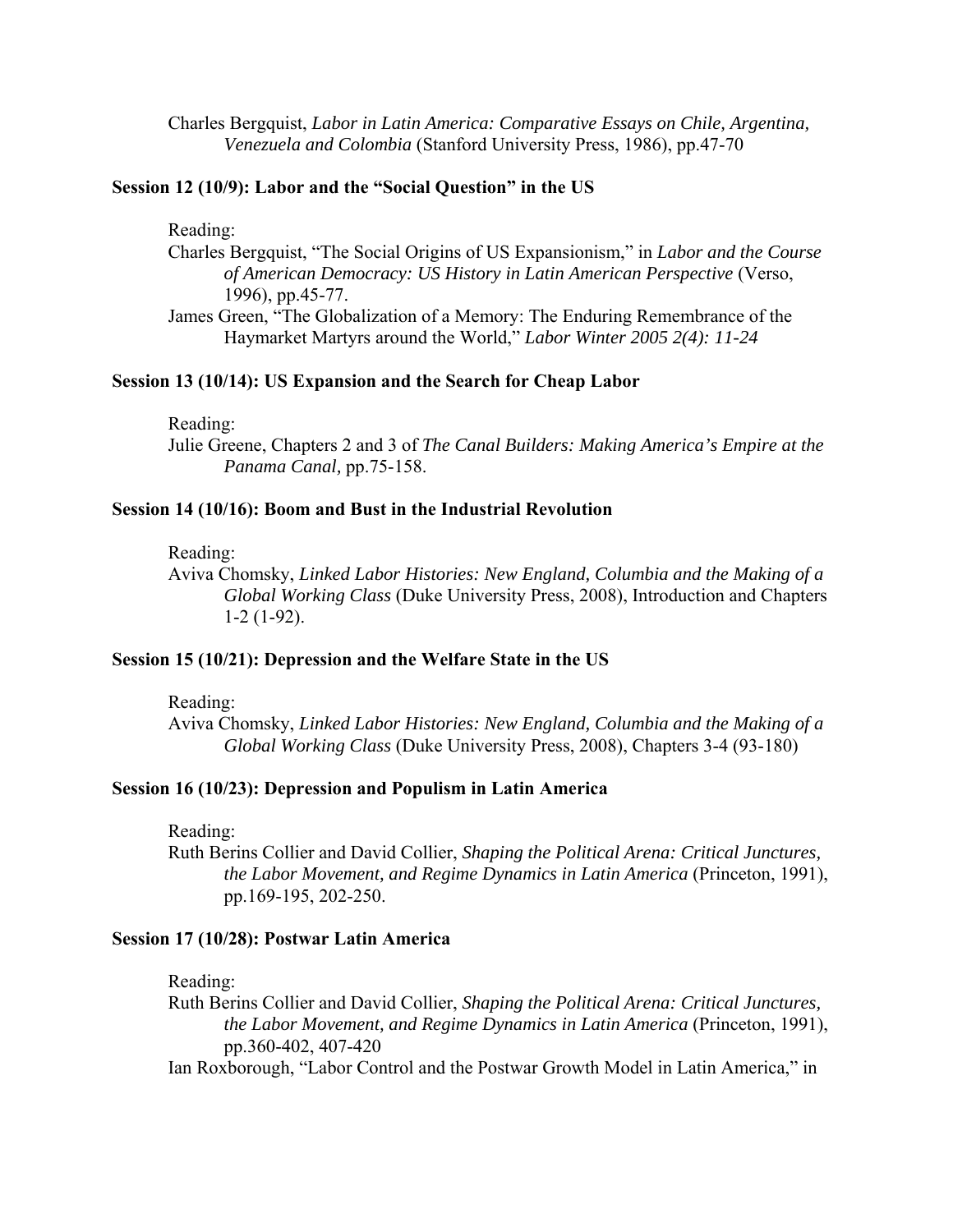Charles Bergquist, *Labor in Latin America: Comparative Essays on Chile, Argentina, Venezuela and Colombia* (Stanford University Press, 1986), pp.47-70

**Session 12 (10/9): Labor and the "Social Question" in the US**

Reading:

Charles Bergquist, "The Social Origins of US Expansionism," in *Labor and the Course of American Democracy: US History in Latin American Perspective* (Verso, 1996), pp.45-77.

James Green, "The Globalization of a Memory: The Enduring Remembrance of the Haymarket Martyrs around the World," *Labor Winter 2005 2(4): 11-24*

**Session 13 (10/14): US Expansion and the Search for Cheap Labor**

Reading:

Julie Greene, Chapters 2 and 3 of *The Canal Builders: Making America's Empire at the Panama Canal*, pp.75-158.

**Session 14 (10/16): Boom and Bust in the Industrial Revolution**

Reading:

Aviva Chomsky, *Linked Labor Histories: New England, Columbia and the Making of a Global Working Class* (Duke University Press, 2008), Introduction and Chapters 1-2 (1-92).

**Session 15 (10/21): Depression and the Welfare State in the US**

Reading:

Aviva Chomsky, *Linked Labor Histories: New England, Columbia and the Making of a Global Working Class* (Duke University Press, 2008), Chapters 3-4 (93-180)

**Session 16 (10/23): Depression and Populism in Latin America**

Reading:

Ruth Berins Collier and David Collier, *Shaping the Political Arena: Critical Junctures, the Labor Movement, and Regime Dynamics in Latin America* (Princeton, 1991), pp.169-195, 202-250.

**Session 17 (10/28): Postwar Latin America**

Reading:

Ruth Berins Collier and David Collier, *Shaping the Political Arena: Critical Junctures, the Labor Movement, and Regime Dynamics in Latin America* (Princeton, 1991), pp.360-402, 407-420

Ian Roxborough, "Labor Control and the Postwar Growth Model in Latin America," in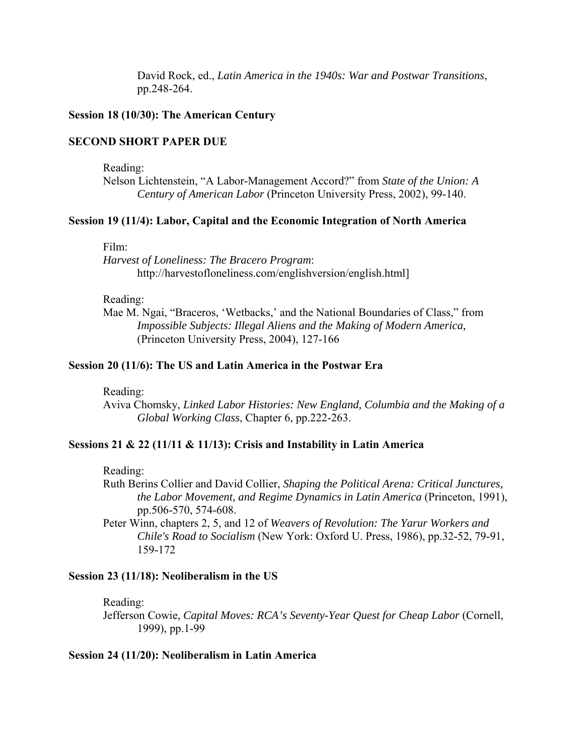David Rock, ed., *Latin America in the 1940s: War and Postwar Transitions*, pp.248-264.

**Session 18 (10/30): The American Century**

**SECOND SHORT PAPER DUE**

Reading:
Nelson Lichtenstein, "A Labor-Management Accord?" from *State of the Union: A Century of American Labor* (Princeton University Press, 2002), 99-140.

**Session 19 (11/4): Labor, Capital and the Economic Integration of North America**

Film:
*Harvest of Loneliness: The Bracero Program*:
http://harvestofloneliness.com/englishversion/english.html]

Reading:
Mae M. Ngai, "Braceros, 'Wetbacks,' and the National Boundaries of Class," from *Impossible Subjects: Illegal Aliens and the Making of Modern America,* (Princeton University Press, 2004), 127-166

**Session 20 (11/6): The US and Latin America in the Postwar Era**

Reading:
Aviva Chomsky, *Linked Labor Histories: New England, Columbia and the Making of a Global Working Class*, Chapter 6, pp.222-263.

**Sessions 21 & 22 (11/11 & 11/13): Crisis and Instability in Latin America**

Reading:
Ruth Berins Collier and David Collier, *Shaping the Political Arena: Critical Junctures, the Labor Movement, and Regime Dynamics in Latin America* (Princeton, 1991), pp.506-570, 574-608.
Peter Winn, chapters 2, 5, and 12 of *Weavers of Revolution: The Yarur Workers and Chile's Road to Socialism* (New York: Oxford U. Press, 1986), pp.32-52, 79-91, 159-172

**Session 23 (11/18): Neoliberalism in the US**

Reading:
Jefferson Cowie, *Capital Moves: RCA's Seventy-Year Quest for Cheap Labor* (Cornell, 1999), pp.1-99

**Session 24 (11/20): Neoliberalism in Latin America**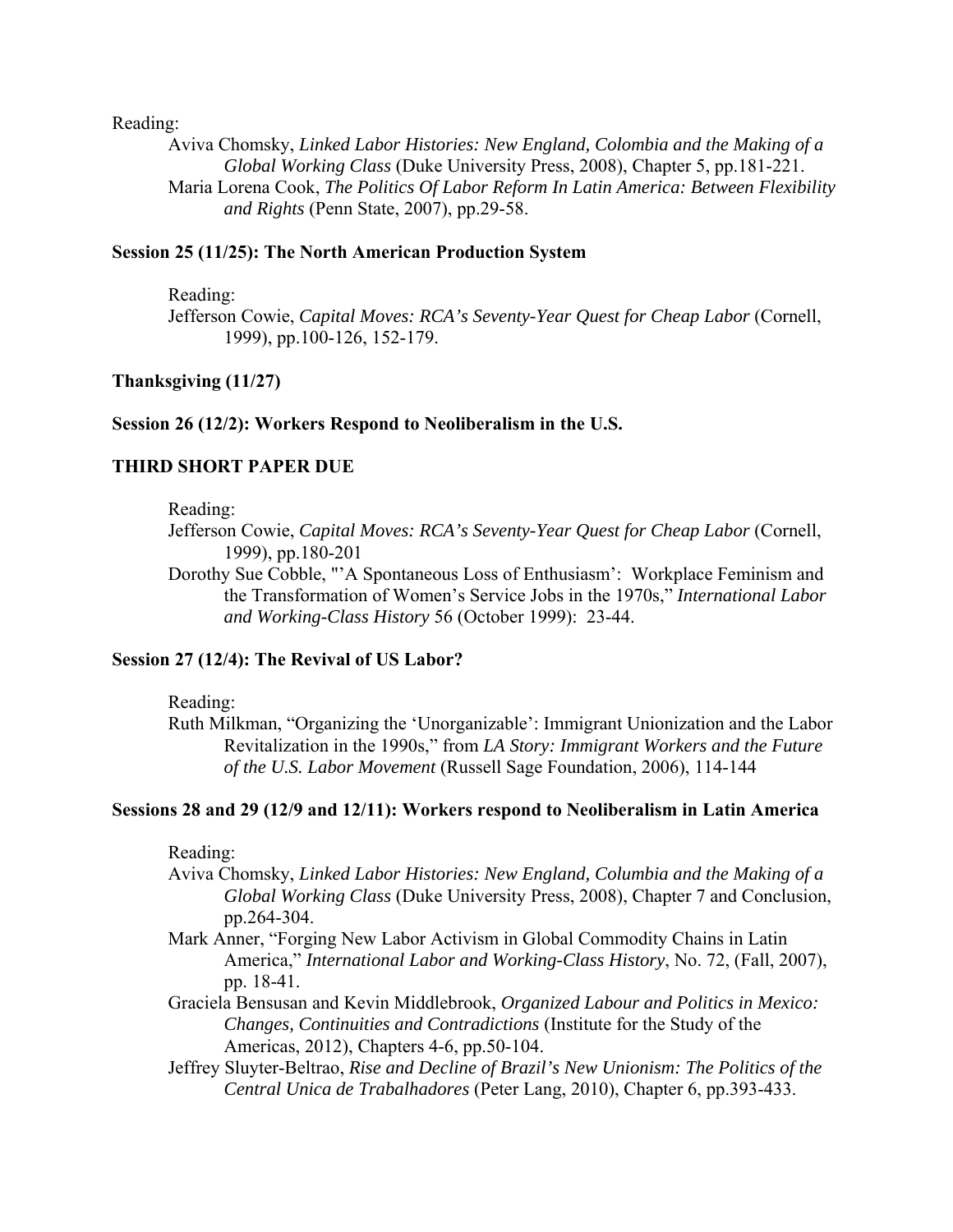Reading:

Aviva Chomsky, *Linked Labor Histories: New England, Columbia and the Making of a Global Working Class* (Duke University Press, 2008), Chapter 5, pp.181-221.

Maria Lorena Cook, *The Politics Of Labor Reform In Latin America: Between Flexibility and Rights* (Penn State, 2007), pp.29-58.

**Session 25 (11/25): The North American Production System**

Reading:

Jefferson Cowie, *Capital Moves: RCA's Seventy-Year Quest for Cheap Labor* (Cornell, 1999), pp.100-126, 152-179.

**Thanksgiving (11/27)**

**Session 26 (12/2): Workers Respond to Neoliberalism in the U.S.**

**THIRD SHORT PAPER DUE**

Reading:

Jefferson Cowie, *Capital Moves: RCA's Seventy-Year Quest for Cheap Labor* (Cornell, 1999), pp.180-201

Dorothy Sue Cobble, "'A Spontaneous Loss of Enthusiasm': Workplace Feminism and the Transformation of Women's Service Jobs in the 1970s," *International Labor and Working-Class History* 56 (October 1999): 23-44.

**Session 27 (12/4): The Revival of US Labor?**

Reading:

Ruth Milkman, "Organizing the 'Unorganizable': Immigrant Unionization and the Labor Revitalization in the 1990s," from *LA Story: Immigrant Workers and the Future of the U.S. Labor Movement* (Russell Sage Foundation, 2006), 114-144

**Sessions 28 and 29 (12/9 and 12/11): Workers respond to Neoliberalism in Latin America**

Reading:

Aviva Chomsky, *Linked Labor Histories: New England, Columbia and the Making of a Global Working Class* (Duke University Press, 2008), Chapter 7 and Conclusion, pp.264-304.

Mark Anner, "Forging New Labor Activism in Global Commodity Chains in Latin America," *International Labor and Working-Class History*, No. 72, (Fall, 2007), pp. 18-41.

Graciela Bensusan and Kevin Middlebrook, *Organized Labour and Politics in Mexico: Changes, Continuities and Contradictions* (Institute for the Study of the Americas, 2012), Chapters 4-6, pp.50-104.

Jeffrey Sluyter-Beltrao, *Rise and Decline of Brazil's New Unionism: The Politics of the Central Unica de Trabalhadores* (Peter Lang, 2010), Chapter 6, pp.393-433.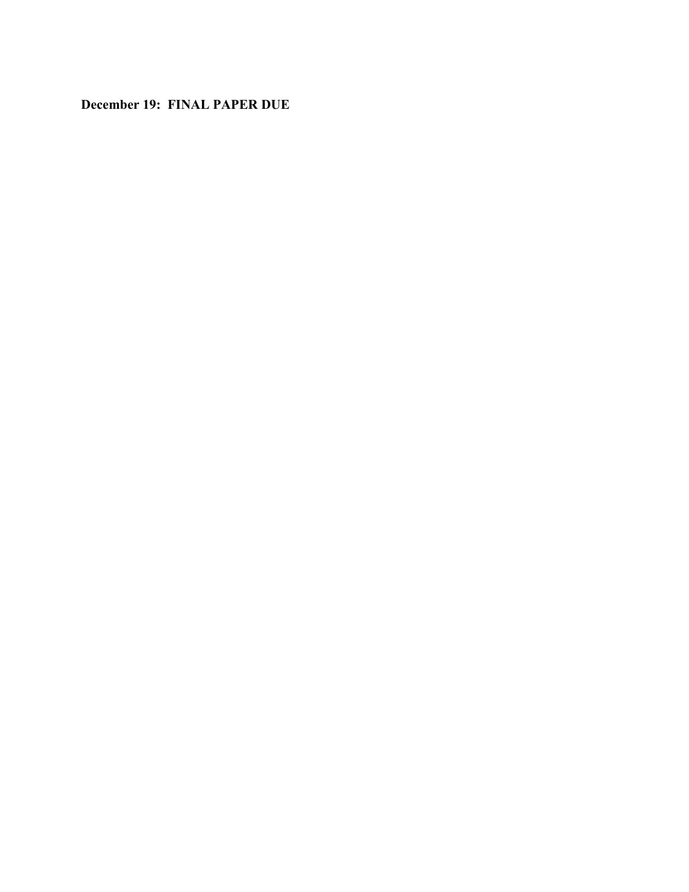**December 19: FINAL PAPER DUE**